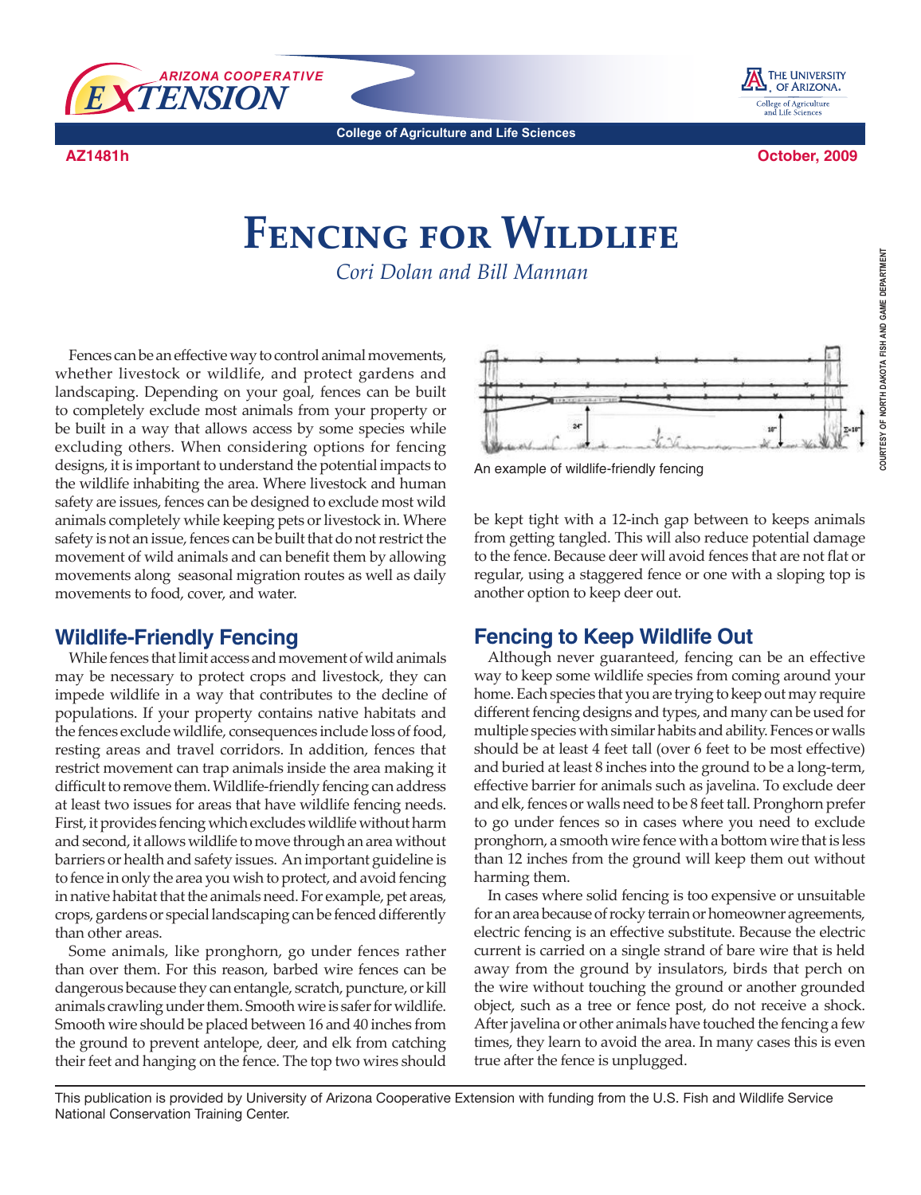Arizona Cooperative Extension — The University of Arizona, College of Agriculture and Life Sciences

AZ1481h

October, 2009

# Fencing for Wildlife

*Cori Dolan and Bill Mannan*

Fences can be an effective way to control animal movements, whether livestock or wildlife, and protect gardens and landscaping. Depending on your goal, fences can be built to completely exclude most animals from your property or be built in a way that allows access by some species while excluding others. When considering options for fencing designs, it is important to understand the potential impacts to the wildlife inhabiting the area. Where livestock and human safety are issues, fences can be designed to exclude most wild animals completely while keeping pets or livestock in. Where safety is not an issue, fences can be built that do not restrict the movement of wild animals and can benefit them by allowing movements along seasonal migration routes as well as daily movements to food, cover, and water.

## Wildlife-Friendly Fencing

While fences that limit access and movement of wild animals may be necessary to protect crops and livestock, they can impede wildlife in a way that contributes to the decline of populations. If your property contains native habitats and the fences exclude wildlife, consequences include loss of food, resting areas and travel corridors. In addition, fences that restrict movement can trap animals inside the area making it difficult to remove them. Wildlife-friendly fencing can address at least two issues for areas that have wildlife fencing needs. First, it provides fencing which excludes wildlife without harm and second, it allows wildlife to move through an area without barriers or health and safety issues. An important guideline is to fence in only the area you wish to protect, and avoid fencing in native habitat that the animals need. For example, pet areas, crops, gardens or special landscaping can be fenced differently than other areas.

Some animals, like pronghorn, go under fences rather than over them. For this reason, barbed wire fences can be dangerous because they can entangle, scratch, puncture, or kill animals crawling under them. Smooth wire is safer for wildlife. Smooth wire should be placed between 16 and 40 inches from the ground to prevent antelope, deer, and elk from catching their feet and hanging on the fence. The top two wires should be kept tight with a 12-inch gap between to keeps animals from getting tangled. This will also reduce potential damage to the fence. Because deer will avoid fences that are not flat or regular, using a staggered fence or one with a sloping top is another option to keep deer out.

An example of wildlife-friendly fencing

COURTESY OF NORTH DAKOTA FISH AND GAME DEPARTMENT

## Fencing to Keep Wildlife Out

Although never guaranteed, fencing can be an effective way to keep some wildlife species from coming around your home. Each species that you are trying to keep out may require different fencing designs and types, and many can be used for multiple species with similar habits and ability. Fences or walls should be at least 4 feet tall (over 6 feet to be most effective) and buried at least 8 inches into the ground to be a long-term, effective barrier for animals such as javelina. To exclude deer and elk, fences or walls need to be 8 feet tall. Pronghorn prefer to go under fences so in cases where you need to exclude pronghorn, a smooth wire fence with a bottom wire that is less than 12 inches from the ground will keep them out without harming them.

In cases where solid fencing is too expensive or unsuitable for an area because of rocky terrain or homeowner agreements, electric fencing is an effective substitute. Because the electric current is carried on a single strand of bare wire that is held away from the ground by insulators, birds that perch on the wire without touching the ground or another grounded object, such as a tree or fence post, do not receive a shock. After javelina or other animals have touched the fencing a few times, they learn to avoid the area. In many cases this is even true after the fence is unplugged.

This publication is provided by University of Arizona Cooperative Extension with funding from the U.S. Fish and Wildlife Service National Conservation Training Center.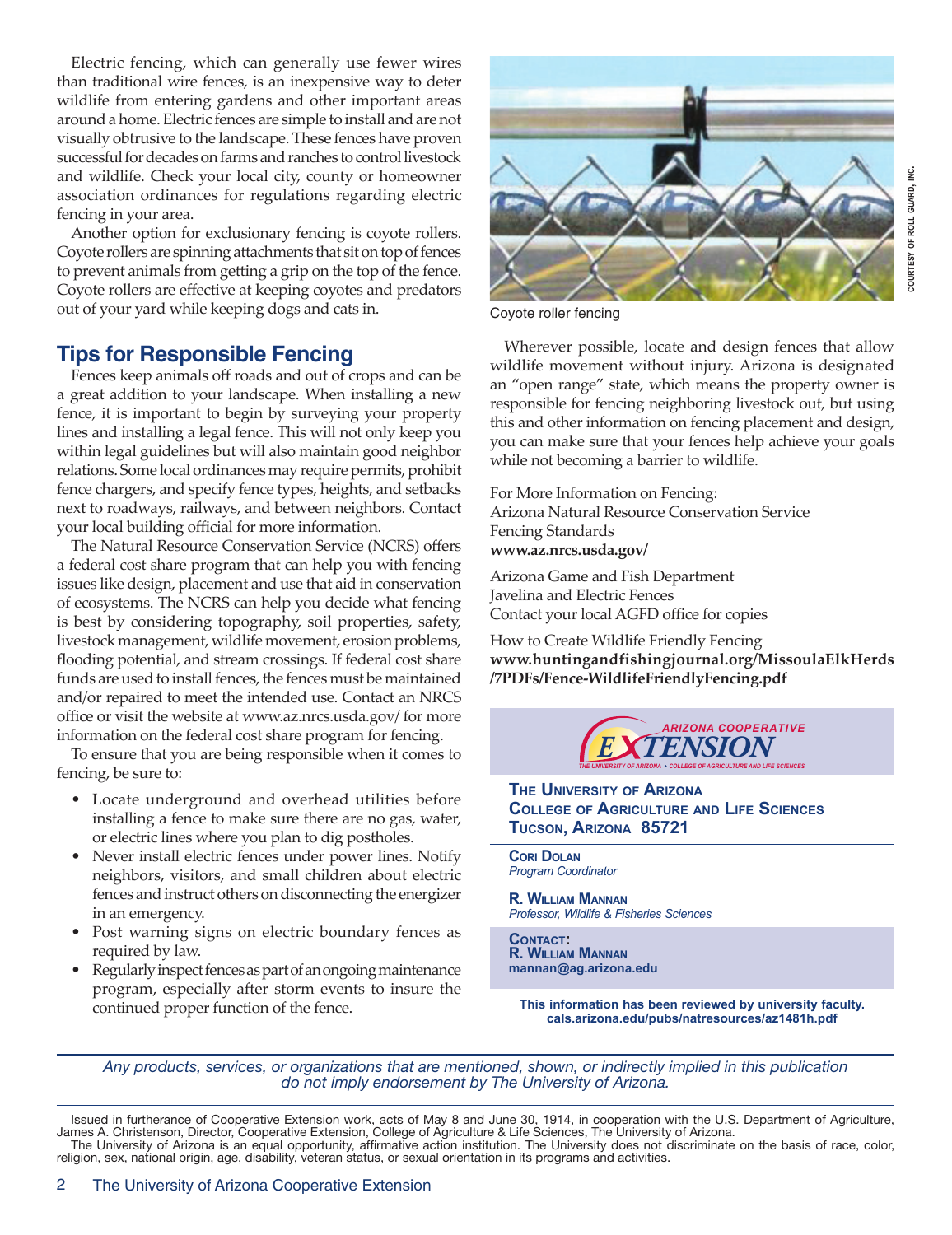Electric fencing, which can generally use fewer wires than traditional wire fences, is an inexpensive way to deter wildlife from entering gardens and other important areas around a home. Electric fences are simple to install and are not visually obtrusive to the landscape. These fences have proven successful for decades on farms and ranches to control livestock and wildlife. Check your local city, county or homeowner association ordinances for regulations regarding electric fencing in your area.

Another option for exclusionary fencing is coyote rollers. Coyote rollers are spinning attachments that sit on top of fences to prevent animals from getting a grip on the top of the fence. Coyote rollers are effective at keeping coyotes and predators out of your yard while keeping dogs and cats in.

COURTESY OF ROLL GUARD, INC.

Coyote roller fencing

## Tips for Responsible Fencing

Fences keep animals off roads and out of crops and can be a great addition to your landscape. When installing a new fence, it is important to begin by surveying your property lines and installing a legal fence. This will not only keep you within legal guidelines but will also maintain good neighbor relations. Some local ordinances may require permits, prohibit fence chargers, and specify fence types, heights, and setbacks next to roadways, railways, and between neighbors. Contact your local building official for more information.

The Natural Resource Conservation Service (NCRS) offers a federal cost share program that can help you with fencing issues like design, placement and use that aid in conservation of ecosystems. The NCRS can help you decide what fencing is best by considering topography, soil properties, safety, livestock management, wildlife movement, erosion problems, flooding potential, and stream crossings. If federal cost share funds are used to install fences, the fences must be maintained and/or repaired to meet the intended use. Contact an NRCS office or visit the website at www.az.nrcs.usda.gov/ for more information on the federal cost share program for fencing.

To ensure that you are being responsible when it comes to fencing, be sure to:

- Locate underground and overhead utilities before installing a fence to make sure there are no gas, water, or electric lines where you plan to dig postholes.
- Never install electric fences under power lines. Notify neighbors, visitors, and small children about electric fences and instruct others on disconnecting the energizer in an emergency.
- Post warning signs on electric boundary fences as required by law.
- Regularly inspect fences as part of an ongoing maintenance program, especially after storm events to insure the continued proper function of the fence.

Wherever possible, locate and design fences that allow wildlife movement without injury. Arizona is designated an "open range" state, which means the property owner is responsible for fencing neighboring livestock out, but using this and other information on fencing placement and design, you can make sure that your fences help achieve your goals while not becoming a barrier to wildlife.

For More Information on Fencing:
Arizona Natural Resource Conservation Service
Fencing Standards
**www.az.nrcs.usda.gov/**

Arizona Game and Fish Department
Javelina and Electric Fences
Contact your local AGFD office for copies

How to Create Wildlife Friendly Fencing
**www.huntingandfishingjournal.org/MissoulaElkHerds/7PDFs/Fence-WildlifeFriendlyFencing.pdf**

ARIZONA COOPERATIVE EXTENSION
THE UNIVERSITY OF ARIZONA • COLLEGE OF AGRICULTURE AND LIFE SCIENCES

**The University of Arizona**
**College of Agriculture and Life Sciences**
**Tucson, Arizona 85721**

**Cori Dolan**
*Program Coordinator*

**R. William Mannan**
*Professor, Wildlife & Fisheries Sciences*

**Contact:**
**R. William Mannan**
**mannan@ag.arizona.edu**

**This information has been reviewed by university faculty.**
**cals.arizona.edu/pubs/natresources/az1481h.pdf**

*Any products, services, or organizations that are mentioned, shown, or indirectly implied in this publication do not imply endorsement by The University of Arizona.*

Issued in furtherance of Cooperative Extension work, acts of May 8 and June 30, 1914, in cooperation with the U.S. Department of Agriculture, James A. Christenson, Director, Cooperative Extension, College of Agriculture & Life Sciences, The University of Arizona.
The University of Arizona is an equal opportunity, affirmative action institution. The University does not discriminate on the basis of race, color, religion, sex, national origin, age, disability, veteran status, or sexual orientation in its programs and activities.